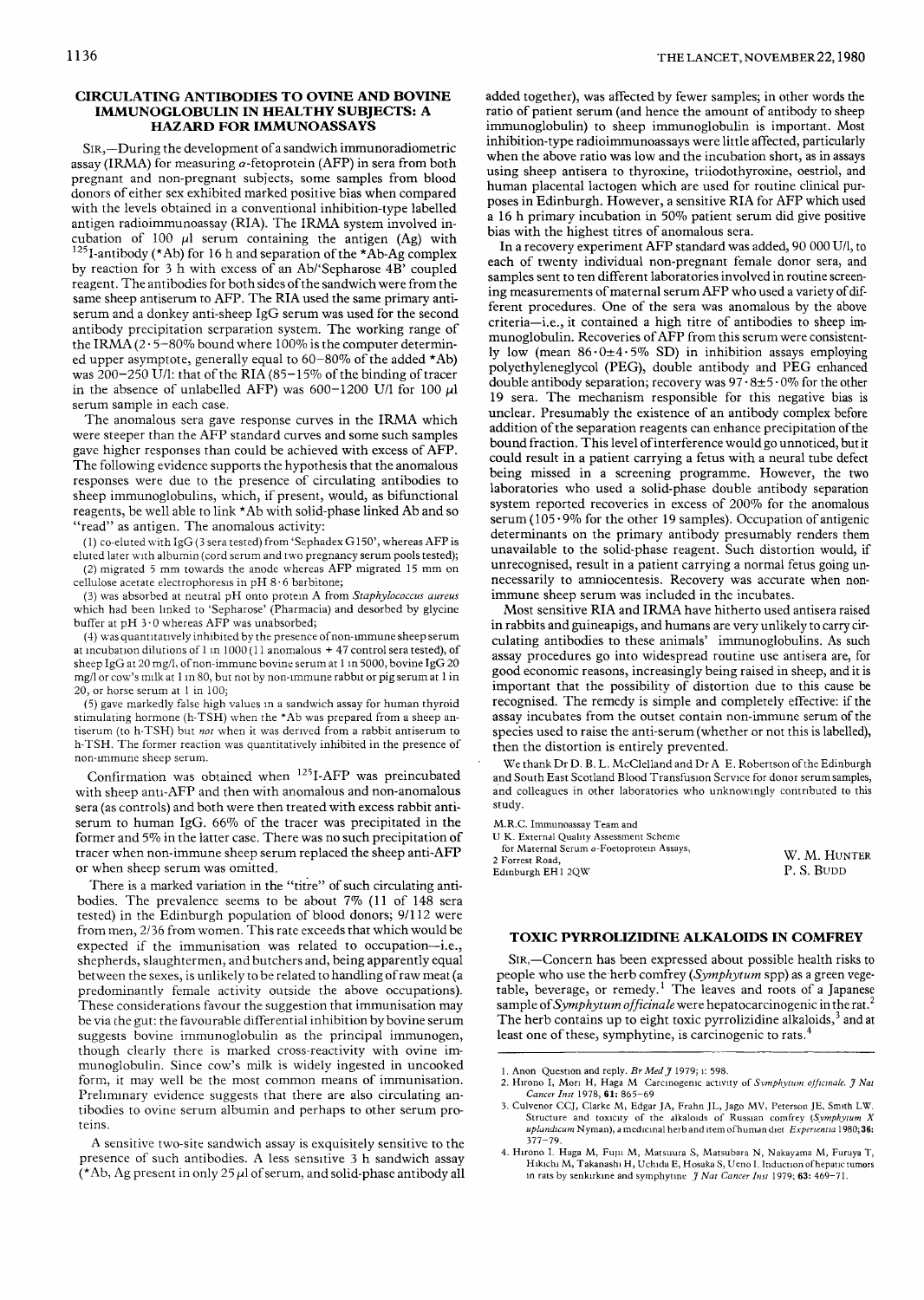## CIRCULATING ANTIBODIES TO OVINE AND BOVINE IMMUNOGLOBULIN IN HEALTHY SUBJECTS: A HAZARD FOR IMMUNOASSAYS

SIR,—During the development of a sandwich immunoradiometric assay (IRMA) for measuring α-fetoprotein (AFP) in sera from both pregnant and non-pregnant subjects, some samples from blood donors of either sex exhibited marked positive bias when compared with the levels obtained in a conventional inhibition-type labelled antigen radioimmunoassay (RIA). The IRMA system involved incubation of 100 μl serum containing the antigen (Ag) with $^{125}$I-antibody (*Ab) for 16 h and separation of the *Ab-Ag complex by reaction for 3 h with excess of an Ab/'Sepharose 4B' coupled reagent. The antibodies for both sides of the sandwich were from the same sheep antiserum to AFP. The RIA used the same primary antiserum and a donkey anti-sheep IgG serum was used for the second antibody precipitation serparation system. The working range of the IRMA (2·5–80% bound where 100% is the computer determined upper asymptote, generally equal to 60–80% of the added *Ab) was 200–250 U/l: that of the RIA (85–15% of the binding of tracer in the absence of unlabelled AFP) was 600–1200 U/l for 100 μl serum sample in each case.

The anomalous sera gave response curves in the IRMA which were steeper than the AFP standard curves and some such samples gave higher responses than could be achieved with excess of AFP. The following evidence supports the hypothesis that the anomalous responses were due to the presence of circulating antibodies to sheep immunoglobulins, which, if present, would, as bifunctional reagents, be well able to link *Ab with solid-phase linked Ab and so "read" as antigen. The anomalous activity:

(1) co-eluted with IgG (3 sera tested) from 'Sephadex G150', whereas AFP is eluted later with albumin (cord serum and two pregnancy serum pools tested);

(2) migrated 5 mm towards the anode whereas AFP migrated 15 mm on cellulose acetate electrophoresis in pH 8·6 barbitone;

(3) was absorbed at neutral pH onto protein A from *Staphylococcus aureus* which had been linked to 'Sepharose' (Pharmacia) and desorbed by glycine buffer at pH 3·0 whereas AFP was unabsorbed;

(4) was quantitatively inhibited by the presence of non-immune sheep serum at incubation dilutions of 1 in 1000 (11 anomalous + 47 control sera tested), of sheep IgG at 20 mg/l, of non-immune bovine serum at 1 in 5000, bovine IgG 20 mg/l or cow's milk at 1 in 80, but not by non-immune rabbit or pig serum at 1 in 20, or horse serum at 1 in 100;

(5) gave markedly false high values in a sandwich assay for human thyroid stimulating hormone (h-TSH) when the *Ab was prepared from a sheep antiserum (to h-TSH) but *not* when it was derived from a rabbit antiserum to h-TSH. The former reaction was quantitatively inhibited in the presence of non-immune sheep serum.

Confirmation was obtained when $^{125}$I-AFP was preincubated with sheep anti-AFP and then with anomalous and non-anomalous sera (as controls) and both were then treated with excess rabbit antiserum to human IgG. 66% of the tracer was precipitated in the former and 5% in the latter case. There was no such precipitation of tracer when non-immune sheep serum replaced the sheep anti-AFP or when sheep serum was omitted.

There is a marked variation in the "titre" of such circulating antibodies. The prevalence seems to be about 7% (11 of 148 sera tested) in the Edinburgh population of blood donors; 9/112 were from men, 2/36 from women. This rate exceeds that which would be expected if the immunisation was related to occupation—i.e., shepherds, slaughtermen, and butchers and, being apparently equal between the sexes, is unlikely to be related to handling of raw meat (a predominantly female activity outside the above occupations). These considerations favour the suggestion that immunisation may be via the gut: the favourable differential inhibition by bovine serum suggests bovine immunoglobulin as the principal immunogen, though clearly there is marked cross-reactivity with ovine immunoglobulin. Since cow's milk is widely ingested in uncooked form, it may well be the most common means of immunisation. Preliminary evidence suggests that there are also circulating antibodies to ovine serum albumin and perhaps to other serum proteins.

A sensitive two-site sandwich assay is exquisitely sensitive to the presence of such antibodies. A less sensitive 3 h sandwich assay (*Ab, Ag present in only 25 μl of serum, and solid-phase antibody all added together), was affected by fewer samples; in other words the ratio of patient serum (and hence the amount of antibody to sheep immunoglobulin) to sheep immunoglobulin is important. Most inhibition-type radioimmunoassays were little affected, particularly when the above ratio was low and the incubation short, as in assays using sheep antisera to thyroxine, triiodothyroxine, oestriol, and human placental lactogen which are used for routine clinical purposes in Edinburgh. However, a sensitive RIA for AFP which used a 16 h primary incubation in 50% patient serum did give positive bias with the highest titres of anomalous sera.

In a recovery experiment AFP standard was added, 90 000 U/l, to each of twenty individual non-pregnant female donor sera, and samples sent to ten different laboratories involved in routine screening measurements of maternal serum AFP who used a variety of different procedures. One of the sera was anomalous by the above criteria—i.e., it contained a high titre of antibodies to sheep immunoglobulin. Recoveries of AFP from this serum were consistently low (mean 86·0±4·5% SD) in inhibition assays employing polyethyleneglycol (PEG), double antibody and PEG enhanced double antibody separation; recovery was 97·8±5·0% for the other 19 sera. The mechanism responsible for this negative bias is unclear. Presumably the existence of an antibody complex before addition of the separation reagents can enhance precipitation of the bound fraction. This level of interference would go unnoticed, but it could result in a patient carrying a fetus with a neural tube defect being missed in a screening programme. However, the two laboratories who used a solid-phase double antibody separation system reported recoveries in excess of 200% for the anomalous serum (105·9% for the other 19 samples). Occupation of antigenic determinants on the primary antibody presumably renders them unavailable to the solid-phase reagent. Such distortion would, if unrecognised, result in a patient carrying a normal fetus going unnecessarily to amniocentesis. Recovery was accurate when non-immune sheep serum was included in the incubates.

Most sensitive RIA and IRMA have hitherto used antisera raised in rabbits and guineapigs, and humans are very unlikely to carry circulating antibodies to these animals' immunoglobulins. As such assay procedures go into widespread routine use antisera are, for good economic reasons, increasingly being raised in sheep, and it is important that the possibility of distortion due to this cause be recognised. The remedy is simple and completely effective: if the assay incubates from the outset contain non-immune serum of the species used to raise the anti-serum (whether or not this is labelled), then the distortion is entirely prevented.

We thank Dr D. B. L. McClelland and Dr A. E. Robertson of the Edinburgh and South East Scotland Blood Transfusion Service for donor serum samples, and colleagues in other laboratories who unknowingly contributed to this study.

M.R.C. Immunoassay Team and
U.K. External Quality Assessment Scheme
for Maternal Serum α-Foetoprotein Assays,
2 Forrest Road,
Edinburgh EH1 2QW

W. M. HUNTER
P. S. BUDD

## TOXIC PYRROLIZIDINE ALKALOIDS IN COMFREY

SIR,—Concern has been expressed about possible health risks to people who use the herb comfrey (*Symphytum* spp) as a green vegetable, beverage, or remedy.[1] The leaves and roots of a Japanese sample of *Symphytum officinale* were hepatocarcinogenic in the rat.[2] The herb contains up to eight toxic pyrrolizidine alkaloids,[3] and at least one of these, symphytine, is carcinogenic to rats.[4]

1. Anon Question and reply. *Br Med J* 1979; i: 598.
2. Hirono I, Mori H, Haga M Carcinogenic activity of *Symphytum officinale*. *J Nat Cancer Inst* 1978; **61:** 865–69
3. Culvenor CCJ, Clarke M, Edgar JA, Frahn JL, Jago MV, Peterson JE, Smith LW. Structure and toxicity of the alkaloids of Russian comfrey (*Symphytum X uplandicum* Nyman), a medicinal herb and item of human diet *Experientia* 1980; **36:** 377–79.
4. Hirono I, Haga M, Fujii M, Matsuura S, Matsubara N, Nakayama M, Furuya T, Hikichi M, Takanashi H, Uchida E, Hosaka S, Ueno I. Induction of hepatic tumors in rats by senkirkine and symphytine *J Nat Cancer Inst* 1979; **63:** 469–71.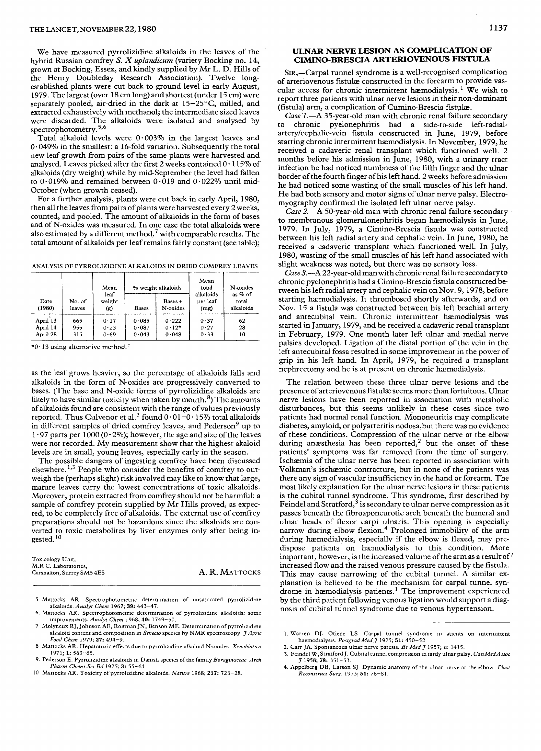We have measured pyrrolizidine alkaloids in the leaves of the hybrid Russian comfrey *S. X uplandicum* (variety Bocking no. 14, grown at Bocking, Essex, and kindly supplied by Mr L. D. Hills of the Henry Doubleday Research Association). Twelve long-established plants were cut back to ground level in early August, 1979. The largest (over 18 cm long) and shortest (under 15 cm) were separately pooled, air-dried in the dark at 15–25°C, milled, and extracted exhaustively with methanol; the intermediate sized leaves were discarded. The alkaloids were isolated and analysed by spectrophotometry.[5,6]

Total alkaloid levels were 0·003% in the largest leaves and 0·049% in the smallest: a 16-fold variation. Subsequently the total new leaf growth from pairs of the same plants were harvested and analysed. Leaves picked after the first 2 weeks contained 0·115% of alkaloids (dry weight) while by mid-September the level had fallen to 0·019% and remained between 0·019 and 0·022% until mid-October (when growth ceased).

For a further analysis, plants were cut back in early April, 1980, then all the leaves from pairs of plants were harvested every 2 weeks, counted, and pooled. The amount of alkaloids in the form of bases and of N-oxides was measured. In one case the total alkaloids were also estimated by a different method,[7] with comparable results. The total amount of alkaloids per leaf remains fairly constant (see table);

ANALYSIS OF PYRROLIZIDINE ALKALOIDS IN DRIED COMFREY LEAVES

| Date (1980) | No. of leaves | Mean leaf weight (g) | % weight alkaloids | | Mean total alkaloids per leaf (mg) | N-oxides as % of total alkaloids |
|---|---|---|---|---|---|---|
| | | | Bases | Bases + N-oxides | | |
| April 13 | 665 | 0·17 | 0·085 | 0·222 | 0·37 | 62 |
| April 14 | 955 | 0·23 | 0·087 | 0·12* | 0·27 | 28 |
| April 28 | 315 | 0·69 | 0·043 | 0·048 | 0·33 | 10 |

*0·13 using alternative method.[7]

as the leaf grows heavier, so the percentage of alkaloids falls and alkaloids in the form of N-oxides are progressively converted to bases. (The base and N-oxide forms of pyrrolizidine alkaloids are likely to have similar toxicity when taken by mouth.[8]) The amounts of alkaloids found are consistent with the range of values previously reported. Thus Culvenor et al.[3] found 0·01–0·15% total alkaloids in different samples of dried comfrey leaves, and Pederson[9] up to 1·97 parts per 1000 (0·2%); however, the age and size of the leaves were not recorded. My measurement show that the highest akaloid levels are in small, young leaves, especially early in the season.

The possible dangers of ingesting comfrey have been discussed elsewhere.[1,3] People who consider the benefits of comfrey to outweigh the (perhaps slight) risk involved may like to know that large, mature leaves carry the lowest concentrations of toxic alkaloids. Moreover, protein extracted from comfrey should not be harmful: a sample of comfrey protein supplied by Mr Hills proved, as expected, to be completely free of alkaloids. The external use of comfrey preparations should not be hazardous since the alkaloids are converted to toxic metabolites by liver enzymes only after being ingested.[10]

Toxicology Unit,
M.R.C. Laboratories,
Carshalton, Surrey SM5 4ES

A. R. MATTOCKS

5. Mattocks AR. Spectrophotometric determination of unsaturated pyrrolizidine alkaloids. *Analyt Chem* 1967; **39:** 443–47.
6. Mattocks AR. Spectrophotometric determination of pyrrolizidine alkaloids: some improvements. *Analyt Chem* 1968; **40:** 1749–50.
7. Molyneux RJ, Johnson AE, Roitman JN, Benson ME. Determination of pyrrolizidine alkaloid content and composition in *Senecio* species by NMR spectroscopy *J Agric Food Chem* 1979; **27:** 494–9.
8. Mattocks AR. Hepatotoxic effects due to pyrrolizidine alkaloid N-oxides. *Xenobiotica* 1971; **1:** 563–65.
9. Pederson E. Pyrrolizidine alkaloids in Danish species of the family *Boraginaceae Arch Pharm Chemi Sci Ed* 1975; **3:** 55–64
10. Mattocks AR. Toxicity of pyrrolizidine alkaloids. *Nature* 1968; **217:** 723–28.

## ULNAR NERVE LESION AS COMPLICATION OF CIMINO-BRESCIA ARTERIOVENOUS FISTULA

SIR,—Carpal tunnel syndrome is a well-recognised complication of arteriovenous fistulæ constructed in the forearm to provide vascular access for chronic intermittent hæmodialysis.[1] We wish to report three patients with ulnar nerve lesions in their non-dominant (fistula) arm, a complication of Cumino-Brescia fistulæ.

*Case 1.*—A 35-year-old man with chronic renal failure secondary to chronic pyelonephritis had a side-to-side left-radial-artery/cephalic-vein fistula constructed in June, 1979, before starting chronic intermittent hæmodialysis. In November, 1979, he received a cadaveric renal transplant which functioned well. 2 months before his admission in June, 1980, with a urinary tract infection he had noticed numbness of the fifth finger and the ulnar border of the fourth finger of his left hand. 2 weeks before admission he had noticed some wasting of the small muscles of his left hand. He had both sensory and motor signs of ulnar nerve palsy. Electromyography confirmed the isolated left ulnar nerve palsy.

*Case 2.*—A 50-year-old man with chronic renal failure secondary to membranous glomerulonephritis began hæmodialysis in June, 1979. In July, 1979, a Cimino-Brescia fistula was constructed between his left radial artery and cephalic vein. In June, 1980, he received a cadaveric transplant which functioned well. In July, 1980, wasting of the small muscles of his left hand associated with slight weakness was noted, but there was no sensory loss.

*Case 3.*—A 22-year-old man with chronic renal failure secondary to chronic pyelonephritis had a Cimino-Brescia fistula constructed between his left radial artery and cephalic vein on Nov. 9, 1978, before starting hæmodialysis. It thrombosed shortly afterwards, and on Nov. 15 a fistula was constructed between his left brachial artery and antecubital vein. Chronic intermittent hæmodialysis was started in January, 1979, and he received a cadaveric renal transplant in February, 1979. One month later left ulnar and medial nerve palsies developed. Ligation of the distal portion of the vein in the left antecubital fossa resulted in some improvement in the power of grip in his left hand. In April, 1979, he required a transplant nephrectomy and he is at present on chronic hæmodialysis.

The relation between these three ulnar nerve lesions and the presence of arteriovenous fistulæ seems more than fortuitous. Ulnar nerve lesions have been reported in association with metabolic disturbances, but this seems unlikely in these cases since two patients had normal renal function. Mononeuritis may complicate diabetes, amyloid, or polyarteritis nodosa, but there was no evidence of these conditions. Compression of the ulnar nerve at the elbow during anæsthesia has been reported,[2] but the onset of these patients' symptoms was far removed from the time of surgery. Ischæmia of the ulnar nerve has been reported in association with Volkman's ischæmic contracture, but in none of the patients was there any sign of vascular insufficiency in the hand or forearm. The most likely explanation for the ulnar nerve lesions in these patients is the cubital tunnel syndrome. This syndrome, first described by Feindel and Stratford,[3] is secondary to ulnar nerve compression as it passes beneath the fibroaponeurotic arch beneath the humeral and ulnar heads of flexor carpi ulnaris. This opening is especially narrow during elbow flexion.[4] Prolonged immobility of the arm during hæmodialysis, especially if the elbow is flexed, may predispose patients on hæmodialysis to this condition. More important, however, is the increased volume of the arm as a result of increased flow and the raised venous pressure caused by the fistula. This may cause narrowing of the cubital tunnel. A similar explanation is believed to be the mechanism for carpal tunnel syndrome in hæmodialysis patients.[1] The improvement experienced by the third patient following venous ligation would support a diagnosis of cubital tunnel syndrome due to venous hypertension.

1. Warren DJ, Otiene LS. Carpal tunnel syndrome in atients on intermittent haemodialysis. *Postgrad Med J* 1975; **51:** 450–52
2. Carr JA. Spontaneous ulnar nerve paresis. *Br Med J* 1957; **ii:** 1415.
3. Feindel W, Stratford J. Cubital tunnel compression in tardy ulnar palsy. *Can Med Assoc J* 1958; **78:** 351–53.
4. Appelberg DB, Larson SJ Dynamic anatomy of the ulnar nerve at the elbow *Plast Reconstruct Surg.* 1973; **51:** 76–81.